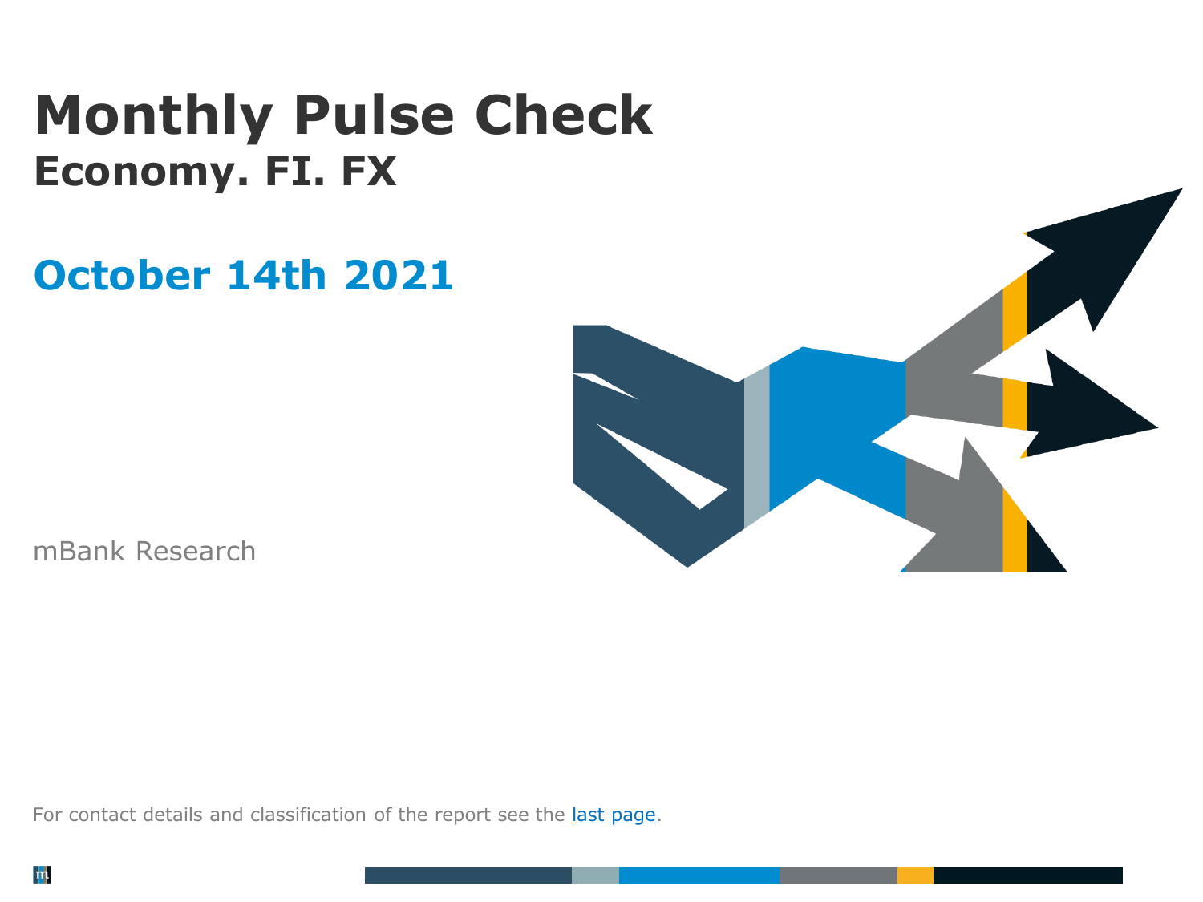# Monthly Pulse Check

## Economy. FI. FX

## October 14th 2021

mBank Research

For contact details and classification of the report see the last page.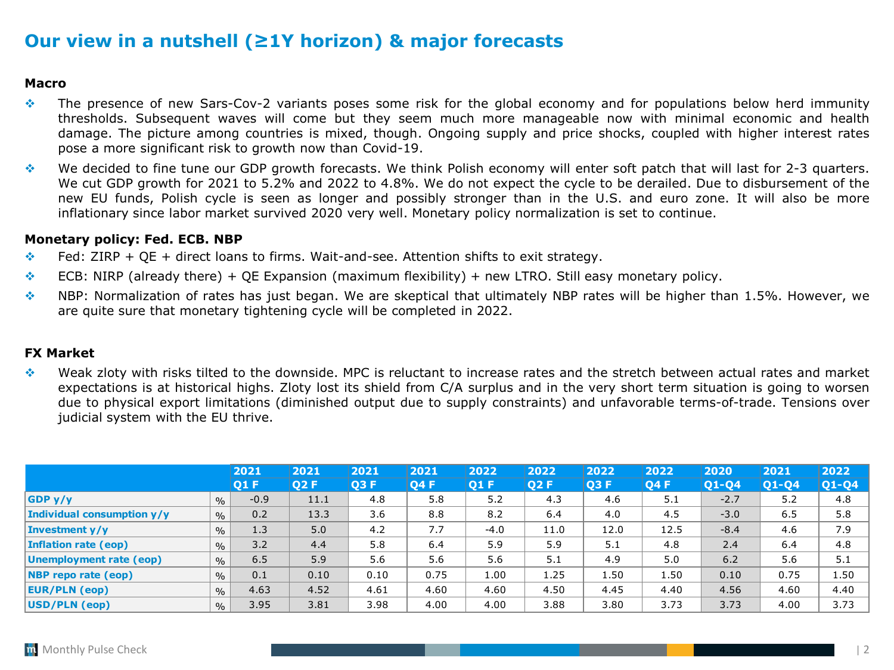# Our view in a nutshell (≥1Y horizon) & major forecasts

### Macro

- The presence of new Sars-Cov-2 variants poses some risk for the global economy and for populations below herd immunity thresholds. Subsequent waves will come but they seem much more manageable now with minimal economic and health damage. The picture among countries is mixed, though. Ongoing supply and price shocks, coupled with higher interest rates pose a more significant risk to growth now than Covid-19.
- We decided to fine tune our GDP growth forecasts. We think Polish economy will enter soft patch that will last for 2-3 quarters. We cut GDP growth for 2021 to 5.2% and 2022 to 4.8%. We do not expect the cycle to be derailed. Due to disbursement of the new EU funds, Polish cycle is seen as longer and possibly stronger than in the U.S. and euro zone. It will also be more inflationary since labor market survived 2020 very well. Monetary policy normalization is set to continue.

### Monetary policy: Fed. ECB. NBP

- Fed: ZIRP + QE + direct loans to firms. Wait-and-see. Attention shifts to exit strategy.
- ECB: NIRP (already there) + QE Expansion (maximum flexibility) + new LTRO. Still easy monetary policy.
- NBP: Normalization of rates has just began. We are skeptical that ultimately NBP rates will be higher than 1.5%. However, we are quite sure that monetary tightening cycle will be completed in 2022.

### FX Market

- Weak zloty with risks tilted to the downside. MPC is reluctant to increase rates and the stretch between actual rates and market expectations is at historical highs. Zloty lost its shield from C/A surplus and in the very short term situation is going to worsen due to physical export limitations (diminished output due to supply constraints) and unfavorable terms-of-trade. Tensions over judicial system with the EU thrive.

| | | 2021 | 2021 | 2021 | 2021 | 2022 | 2022 | 2022 | 2022 | 2020 | 2021 | 2022 |
|---|---|---|---|---|---|---|---|---|---|---|---|---|
| | | Q1 F | Q2 F | Q3 F | Q4 F | Q1 F | Q2 F | Q3 F | Q4 F | Q1-Q4 | Q1-Q4 | Q1-Q4 |
| GDP y/y | % | -0.9 | 11.1 | 4.8 | 5.8 | 5.2 | 4.3 | 4.6 | 5.1 | -2.7 | 5.2 | 4.8 |
| Individual consumption y/y | % | 0.2 | 13.3 | 3.6 | 8.8 | 8.2 | 6.4 | 4.0 | 4.5 | -3.0 | 6.5 | 5.8 |
| Investment y/y | % | 1.3 | 5.0 | 4.2 | 7.7 | -4.0 | 11.0 | 12.0 | 12.5 | -8.4 | 4.6 | 7.9 |
| Inflation rate (eop) | % | 3.2 | 4.4 | 5.8 | 6.4 | 5.9 | 5.9 | 5.1 | 4.8 | 2.4 | 6.4 | 4.8 |
| Unemployment rate (eop) | % | 6.5 | 5.9 | 5.6 | 5.6 | 5.6 | 5.1 | 4.9 | 5.0 | 6.2 | 5.6 | 5.1 |
| NBP repo rate (eop) | % | 0.1 | 0.10 | 0.10 | 0.75 | 1.00 | 1.25 | 1.50 | 1.50 | 0.10 | 0.75 | 1.50 |
| EUR/PLN (eop) | % | 4.63 | 4.52 | 4.61 | 4.60 | 4.60 | 4.50 | 4.45 | 4.40 | 4.56 | 4.60 | 4.40 |
| USD/PLN (eop) | % | 3.95 | 3.81 | 3.98 | 4.00 | 4.00 | 3.88 | 3.80 | 3.73 | 3.73 | 4.00 | 3.73 |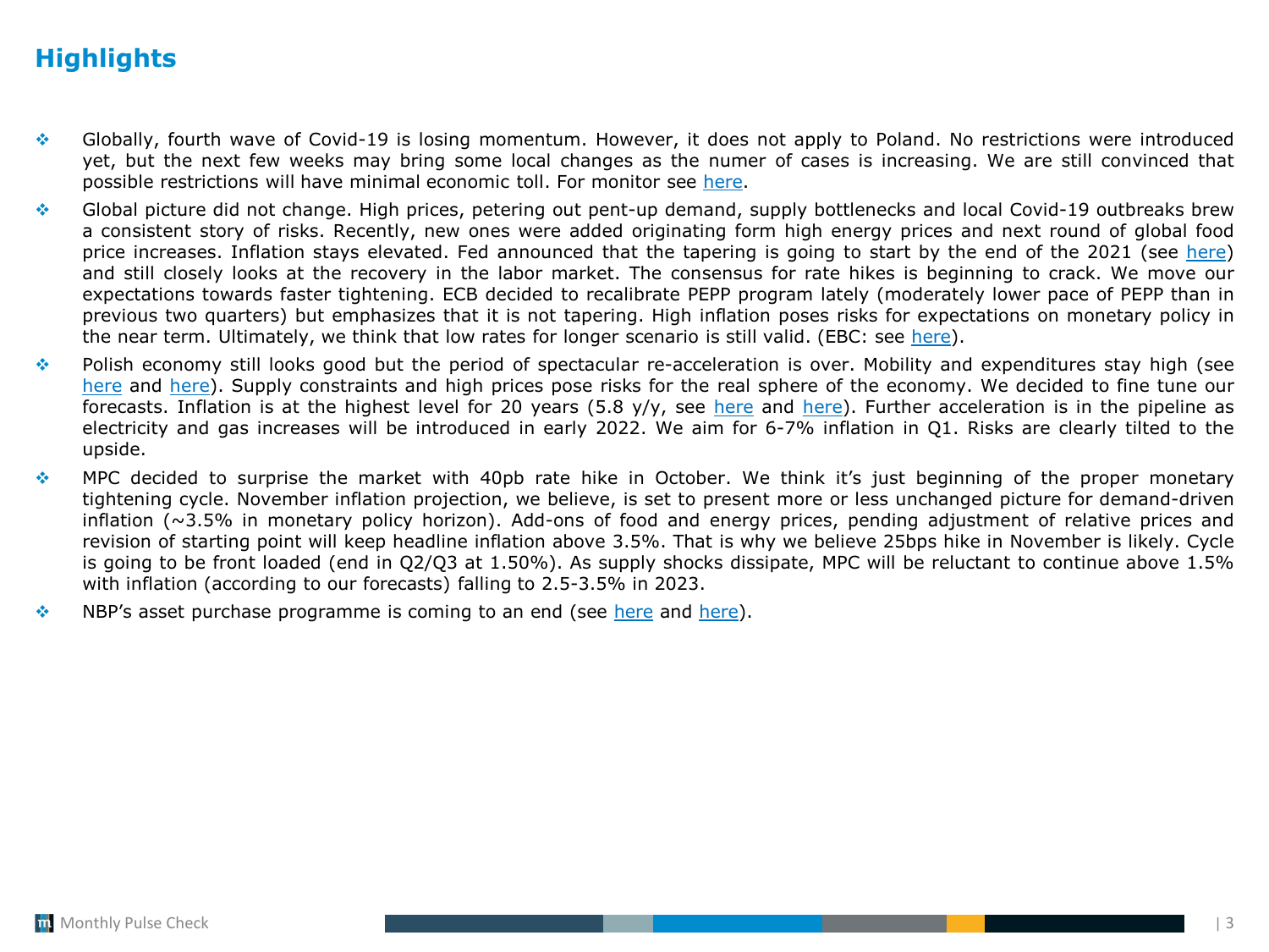# Highlights

- Globally, fourth wave of Covid-19 is losing momentum. However, it does not apply to Poland. No restrictions were introduced yet, but the next few weeks may bring some local changes as the numer of cases is increasing. We are still convinced that possible restrictions will have minimal economic toll. For monitor see here.
- Global picture did not change. High prices, petering out pent-up demand, supply bottlenecks and local Covid-19 outbreaks brew a consistent story of risks. Recently, new ones were added originating form high energy prices and next round of global food price increases. Inflation stays elevated. Fed announced that the tapering is going to start by the end of the 2021 (see here) and still closely looks at the recovery in the labor market. The consensus for rate hikes is beginning to crack. We move our expectations towards faster tightening. ECB decided to recalibrate PEPP program lately (moderately lower pace of PEPP than in previous two quarters) but emphasizes that it is not tapering. High inflation poses risks for expectations on monetary policy in the near term. Ultimately, we think that low rates for longer scenario is still valid. (EBC: see here).
- Polish economy still looks good but the period of spectacular re-acceleration is over. Mobility and expenditures stay high (see here and here). Supply constraints and high prices pose risks for the real sphere of the economy. We decided to fine tune our forecasts. Inflation is at the highest level for 20 years (5.8 y/y, see here and here). Further acceleration is in the pipeline as electricity and gas increases will be introduced in early 2022. We aim for 6-7% inflation in Q1. Risks are clearly tilted to the upside.
- MPC decided to surprise the market with 40pb rate hike in October. We think it's just beginning of the proper monetary tightening cycle. November inflation projection, we believe, is set to present more or less unchanged picture for demand-driven inflation (~3.5% in monetary policy horizon). Add-ons of food and energy prices, pending adjustment of relative prices and revision of starting point will keep headline inflation above 3.5%. That is why we believe 25bps hike in November is likely. Cycle is going to be front loaded (end in Q2/Q3 at 1.50%). As supply shocks dissipate, MPC will be reluctant to continue above 1.5% with inflation (according to our forecasts) falling to 2.5-3.5% in 2023.
- NBP's asset purchase programme is coming to an end (see here and here).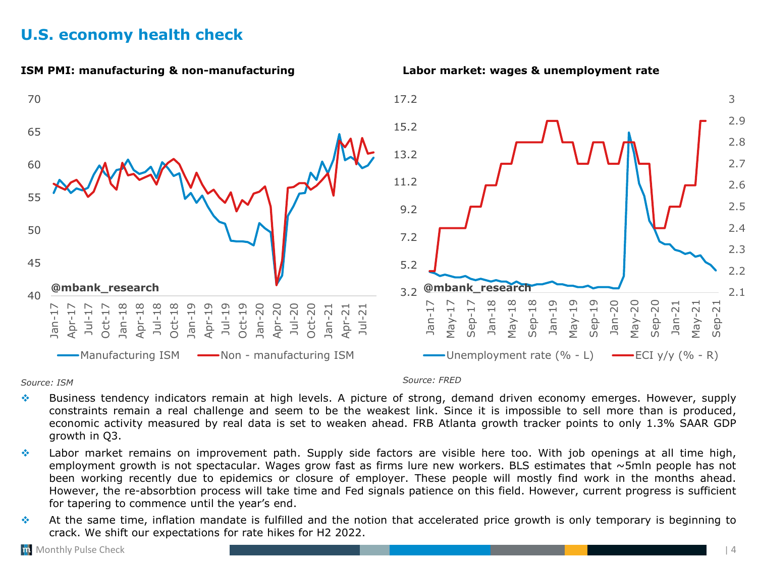# U.S. economy health check

**ISM PMI: manufacturing & non-manufacturing**

*Source: ISM*

**Labor market: wages & unemployment rate**

*Source: FRED*

- Business tendency indicators remain at high levels. A picture of strong, demand driven economy emerges. However, supply constraints remain a real challenge and seem to be the weakest link. Since it is impossible to sell more than is produced, economic activity measured by real data is set to weaken ahead. FRB Atlanta growth tracker points to only 1.3% SAAR GDP growth in Q3.
- Labor market remains on improvement path. Supply side factors are visible here too. With job openings at all time high, employment growth is not spectacular. Wages grow fast as firms lure new workers. BLS estimates that ~5mln people has not been working recently due to epidemics or closure of employer. These people will mostly find work in the months ahead. However, the re-absorbtion process will take time and Fed signals patience on this field. However, current progress is sufficient for tapering to commence until the year's end.
- At the same time, inflation mandate is fulfilled and the notion that accelerated price growth is only temporary is beginning to crack. We shift our expectations for rate hikes for H2 2022.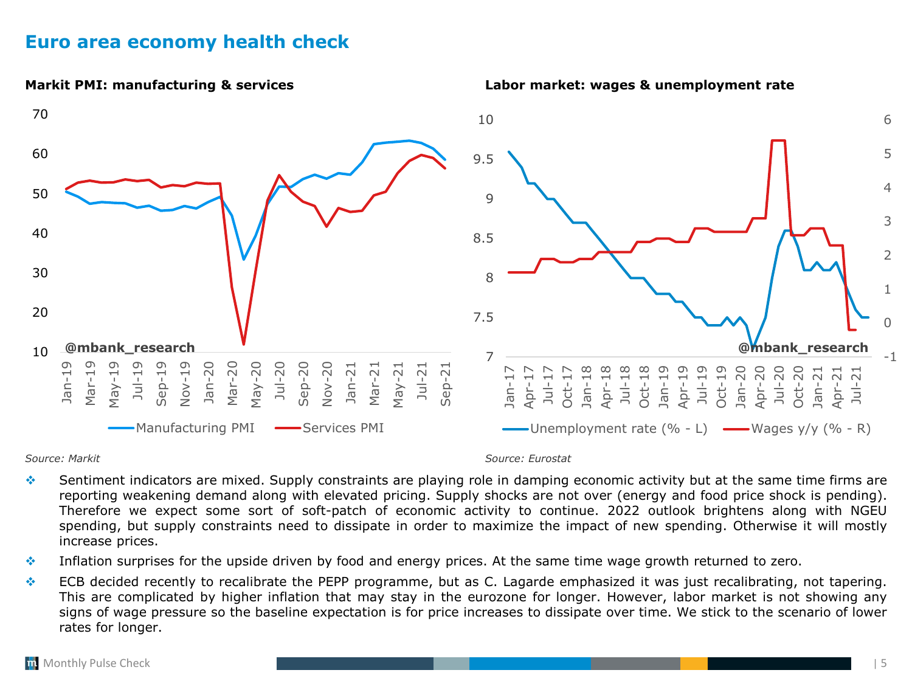# Euro area economy health check

**Markit PMI: manufacturing & services**

*Source: Markit*

**Labor market: wages & unemployment rate**

*Source: Eurostat*

- Sentiment indicators are mixed. Supply constraints are playing role in damping economic activity but at the same time firms are reporting weakening demand along with elevated pricing. Supply shocks are not over (energy and food price shock is pending). Therefore we expect some sort of soft-patch of economic activity to continue. 2022 outlook brightens along with NGEU spending, but supply constraints need to dissipate in order to maximize the impact of new spending. Otherwise it will mostly increase prices.
- Inflation surprises for the upside driven by food and energy prices. At the same time wage growth returned to zero.
- ECB decided recently to recalibrate the PEPP programme, but as C. Lagarde emphasized it was just recalibrating, not tapering. This are complicated by higher inflation that may stay in the eurozone for longer. However, labor market is not showing any signs of wage pressure so the baseline expectation is for price increases to dissipate over time. We stick to the scenario of lower rates for longer.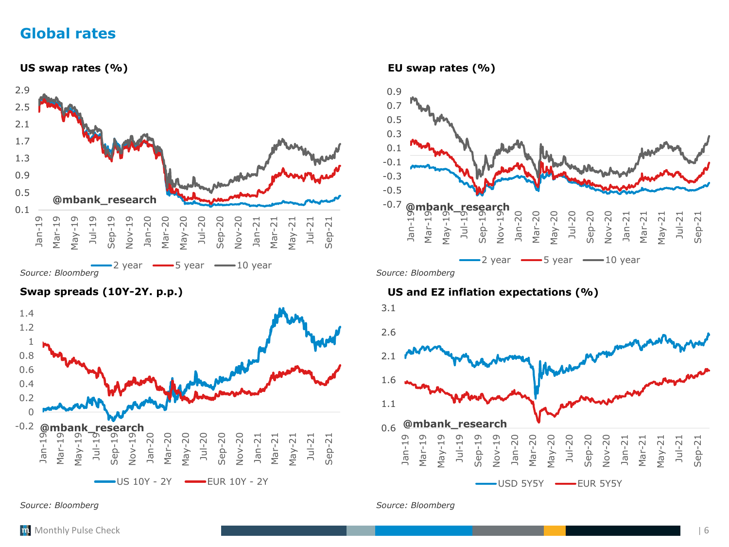# Global rates

### US swap rates (%)

*Source: Bloomberg*

### EU swap rates (%)

*Source: Bloomberg*

### Swap spreads (10Y-2Y. p.p.)

*Source: Bloomberg*

### US and EZ inflation expectations (%)

*Source: Bloomberg*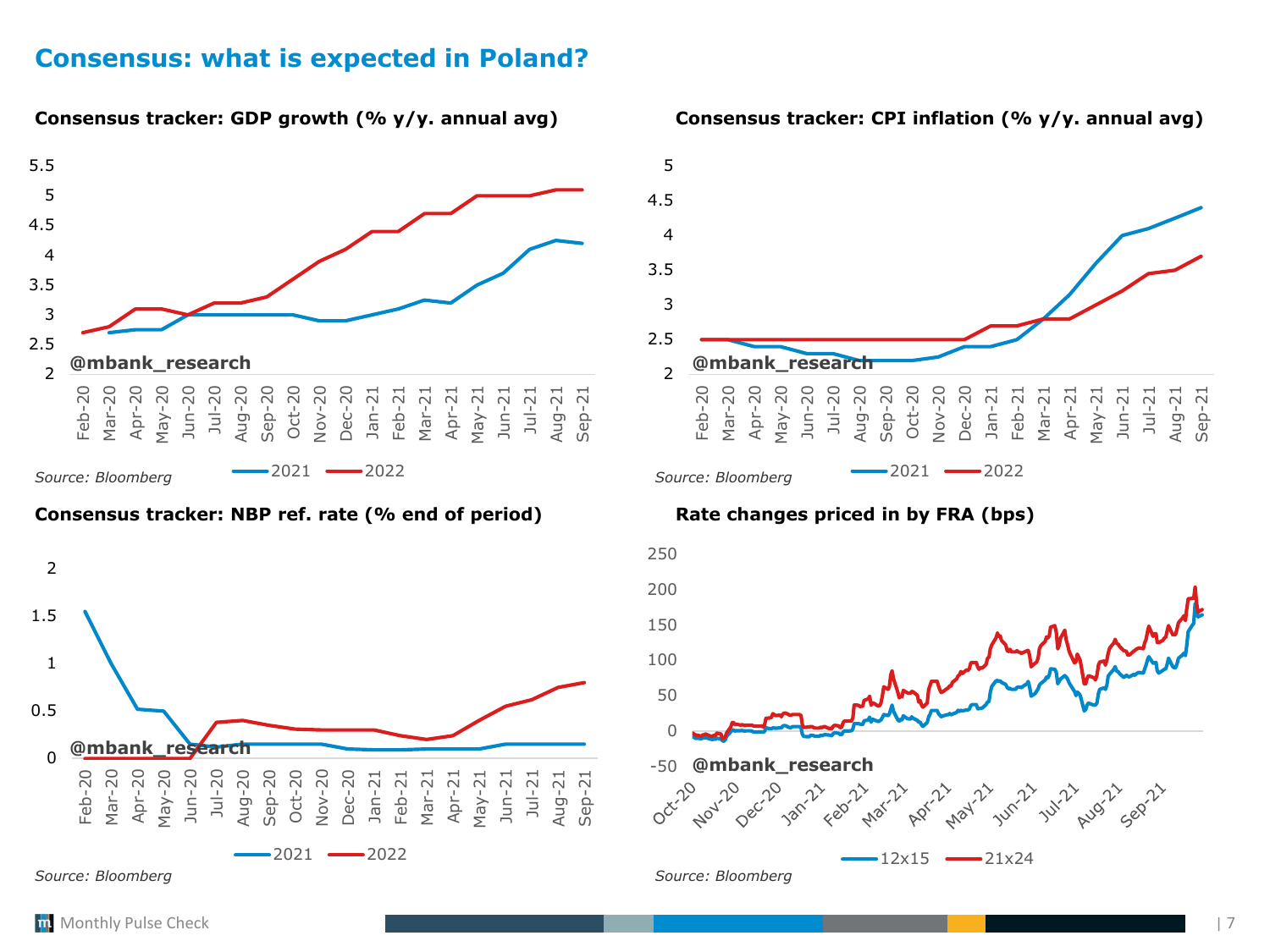# Consensus: what is expected in Poland?

**Consensus tracker: GDP growth (% y/y. annual avg)**

*Source: Bloomberg*

**Consensus tracker: CPI inflation (% y/y. annual avg)**

*Source: Bloomberg*

**Consensus tracker: NBP ref. rate (% end of period)**

*Source: Bloomberg*

**Rate changes priced in by FRA (bps)**

*Source: Bloomberg*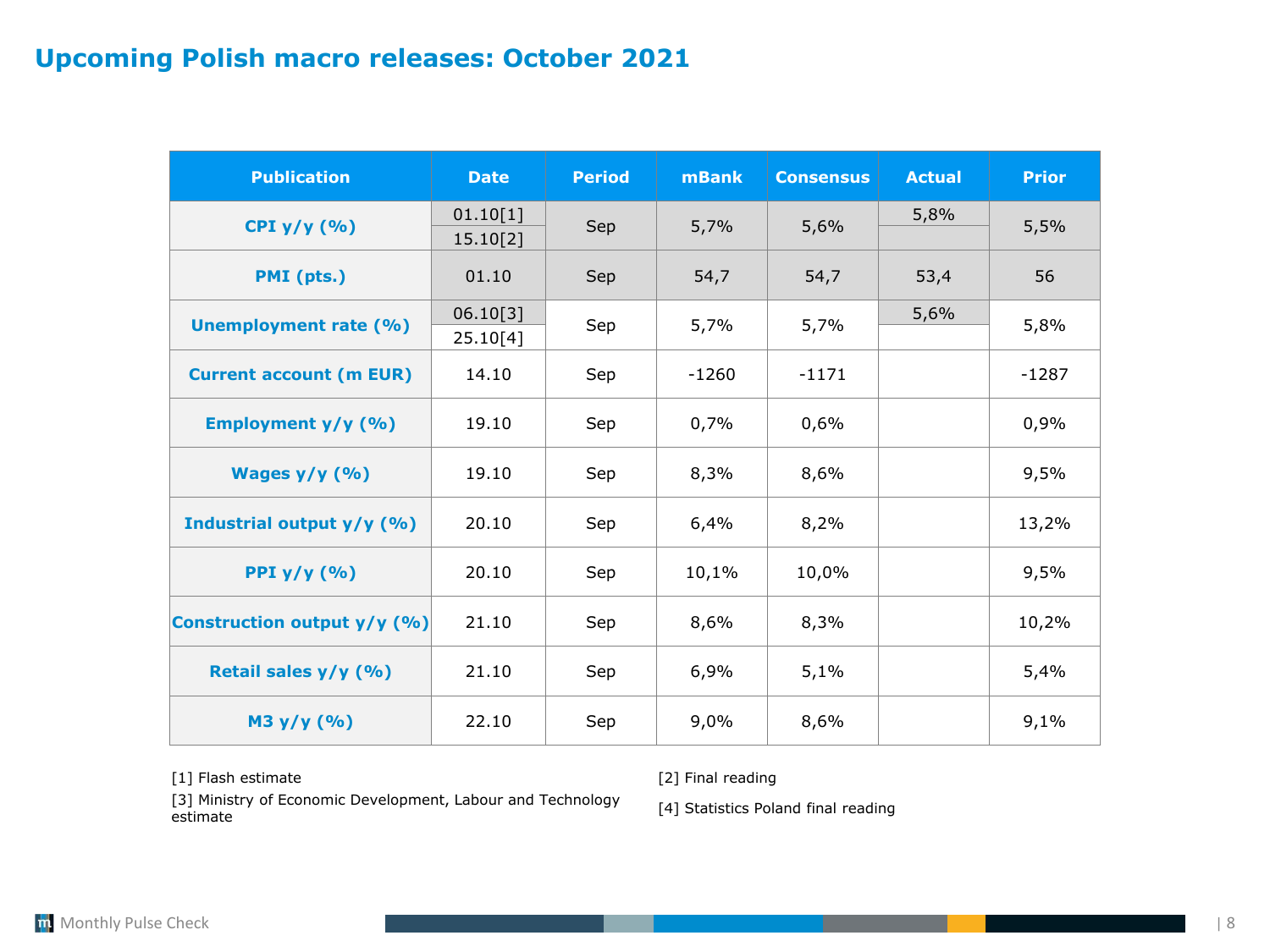# Upcoming Polish macro releases: October 2021

| Publication | Date | Period | mBank | Consensus | Actual | Prior |
|---|---|---|---|---|---|---|
| CPI y/y (%) | 01.10[1] | Sep | 5,7% | 5,6% | 5,8% | 5,5% |
| | 15.10[2] | | | | | |
| PMI (pts.) | 01.10 | Sep | 54,7 | 54,7 | 53,4 | 56 |
| Unemployment rate (%) | 06.10[3] | Sep | 5,7% | 5,7% | 5,6% | 5,8% |
| | 25.10[4] | | | | | |
| Current account (m EUR) | 14.10 | Sep | -1260 | -1171 | | -1287 |
| Employment y/y (%) | 19.10 | Sep | 0,7% | 0,6% | | 0,9% |
| Wages y/y (%) | 19.10 | Sep | 8,3% | 8,6% | | 9,5% |
| Industrial output y/y (%) | 20.10 | Sep | 6,4% | 8,2% | | 13,2% |
| PPI y/y (%) | 20.10 | Sep | 10,1% | 10,0% | | 9,5% |
| Construction output y/y (%) | 21.10 | Sep | 8,6% | 8,3% | | 10,2% |
| Retail sales y/y (%) | 21.10 | Sep | 6,9% | 5,1% | | 5,4% |
| M3 y/y (%) | 22.10 | Sep | 9,0% | 8,6% | | 9,1% |

[1] Flash estimate

[2] Final reading

[3] Ministry of Economic Development, Labour and Technology estimate

[4] Statistics Poland final reading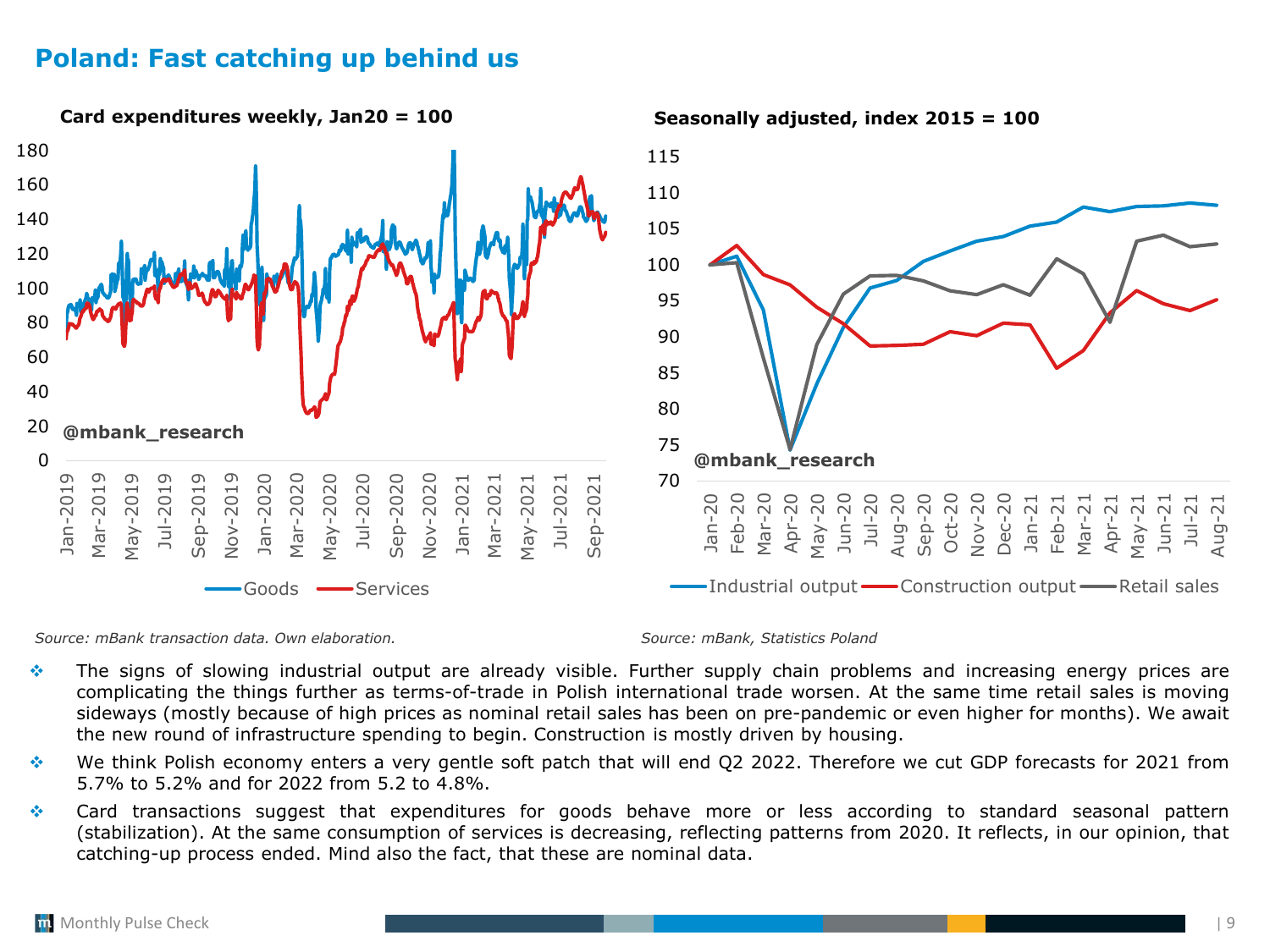# Poland: Fast catching up behind us

**Card expenditures weekly, Jan20 = 100**

*Source: mBank transaction data. Own elaboration.*

**Seasonally adjusted, index 2015 = 100**

*Source: mBank, Statistics Poland*

- The signs of slowing industrial output are already visible. Further supply chain problems and increasing energy prices are complicating the things further as terms-of-trade in Polish international trade worsen. At the same time retail sales is moving sideways (mostly because of high prices as nominal retail sales has been on pre-pandemic or even higher for months). We await the new round of infrastructure spending to begin. Construction is mostly driven by housing.
- We think Polish economy enters a very gentle soft patch that will end Q2 2022. Therefore we cut GDP forecasts for 2021 from 5.7% to 5.2% and for 2022 from 5.2 to 4.8%.
- Card transactions suggest that expenditures for goods behave more or less according to standard seasonal pattern (stabilization). At the same consumption of services is decreasing, reflecting patterns from 2020. It reflects, in our opinion, that catching-up process ended. Mind also the fact, that these are nominal data.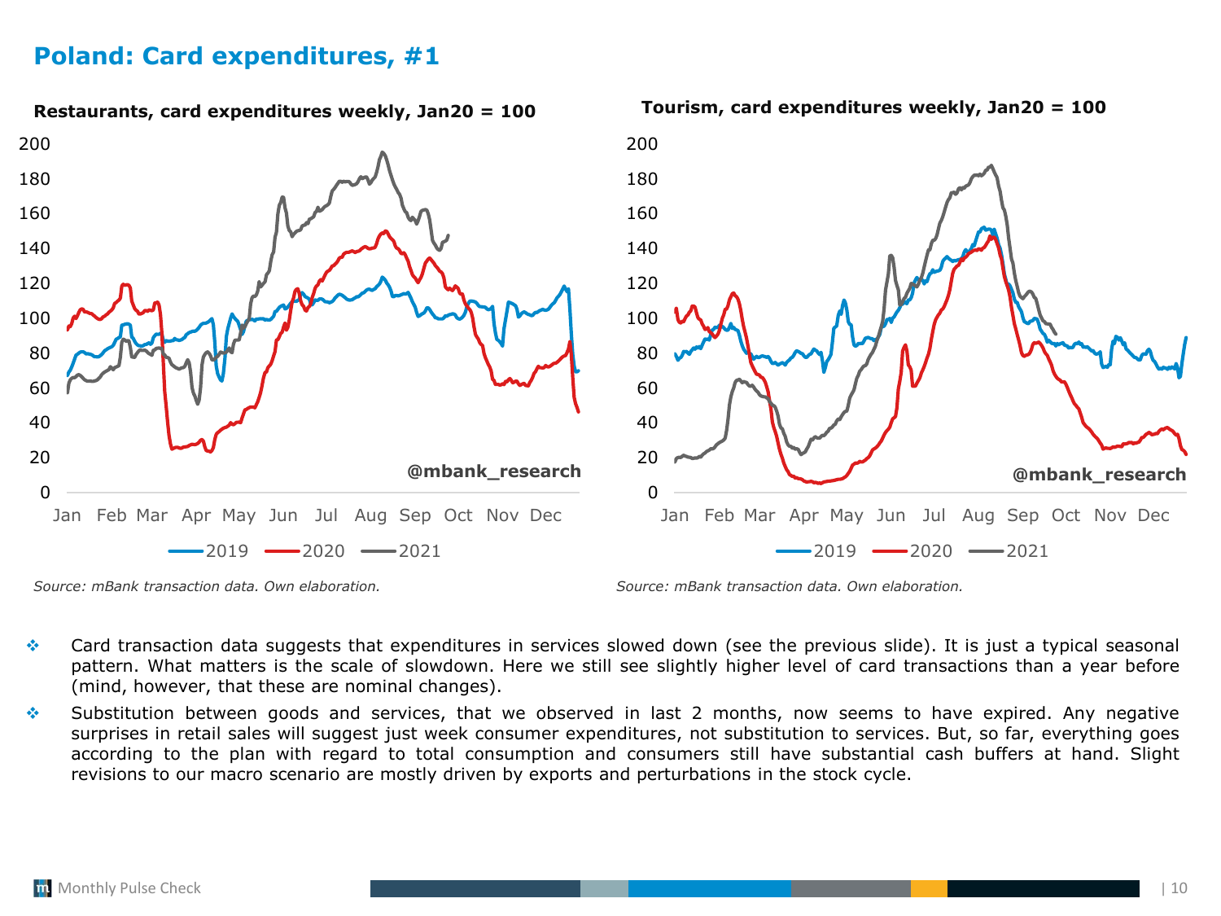# Poland: Card expenditures, #1

**Restaurants, card expenditures weekly, Jan20 = 100**

*Source: mBank transaction data. Own elaboration.*

**Tourism, card expenditures weekly, Jan20 = 100**

*Source: mBank transaction data. Own elaboration.*

- Card transaction data suggests that expenditures in services slowed down (see the previous slide). It is just a typical seasonal pattern. What matters is the scale of slowdown. Here we still see slightly higher level of card transactions than a year before (mind, however, that these are nominal changes).
- Substitution between goods and services, that we observed in last 2 months, now seems to have expired. Any negative surprises in retail sales will suggest just week consumer expenditures, not substitution to services. But, so far, everything goes according to the plan with regard to total consumption and consumers still have substantial cash buffers at hand. Slight revisions to our macro scenario are mostly driven by exports and perturbations in the stock cycle.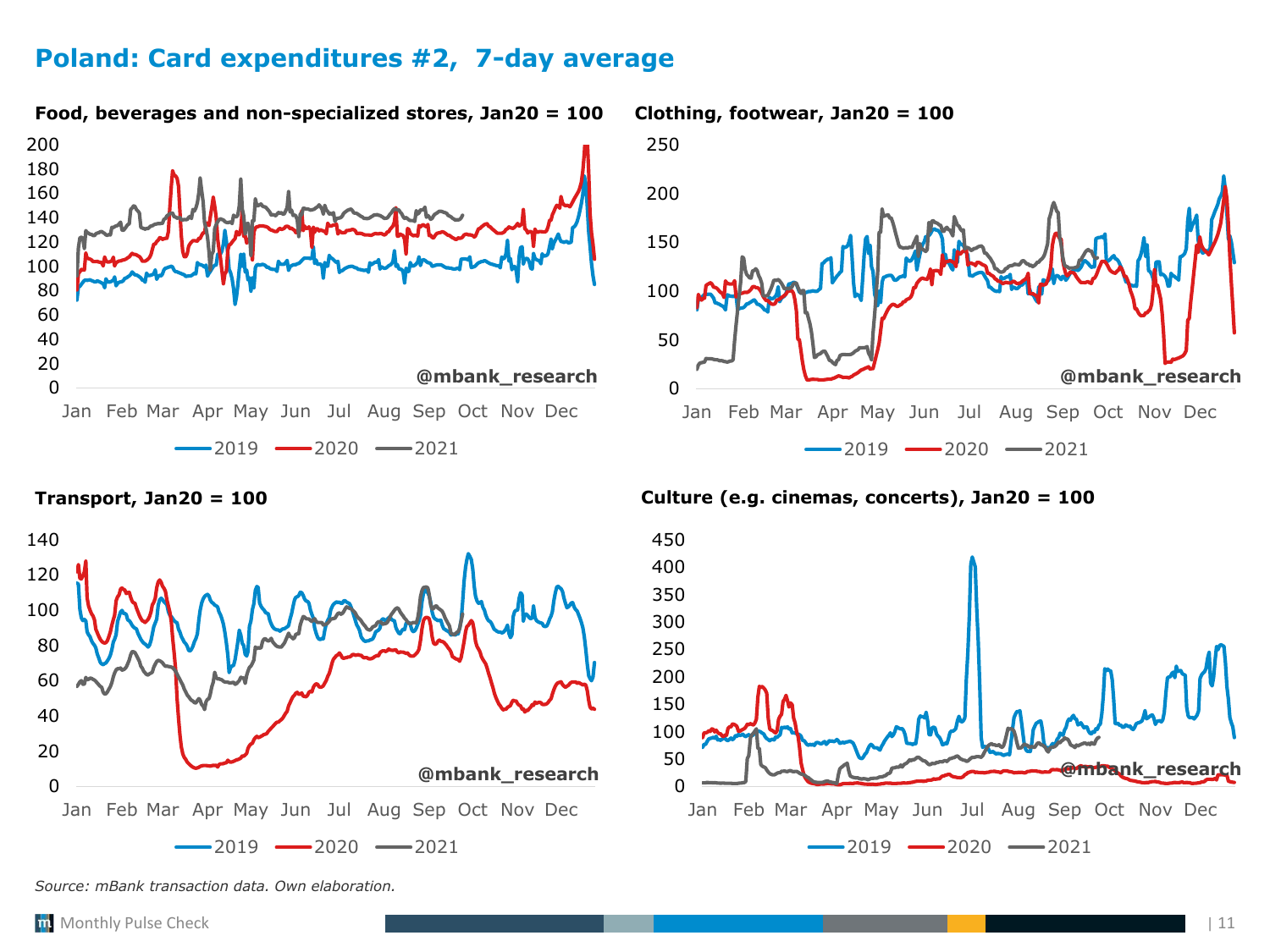# Poland: Card expenditures #2, 7-day average

**Food, beverages and non-specialized stores, Jan20 = 100**

**Clothing, footwear, Jan20 = 100**

**Transport, Jan20 = 100**

**Culture (e.g. cinemas, concerts), Jan20 = 100**

*Source: mBank transaction data. Own elaboration.*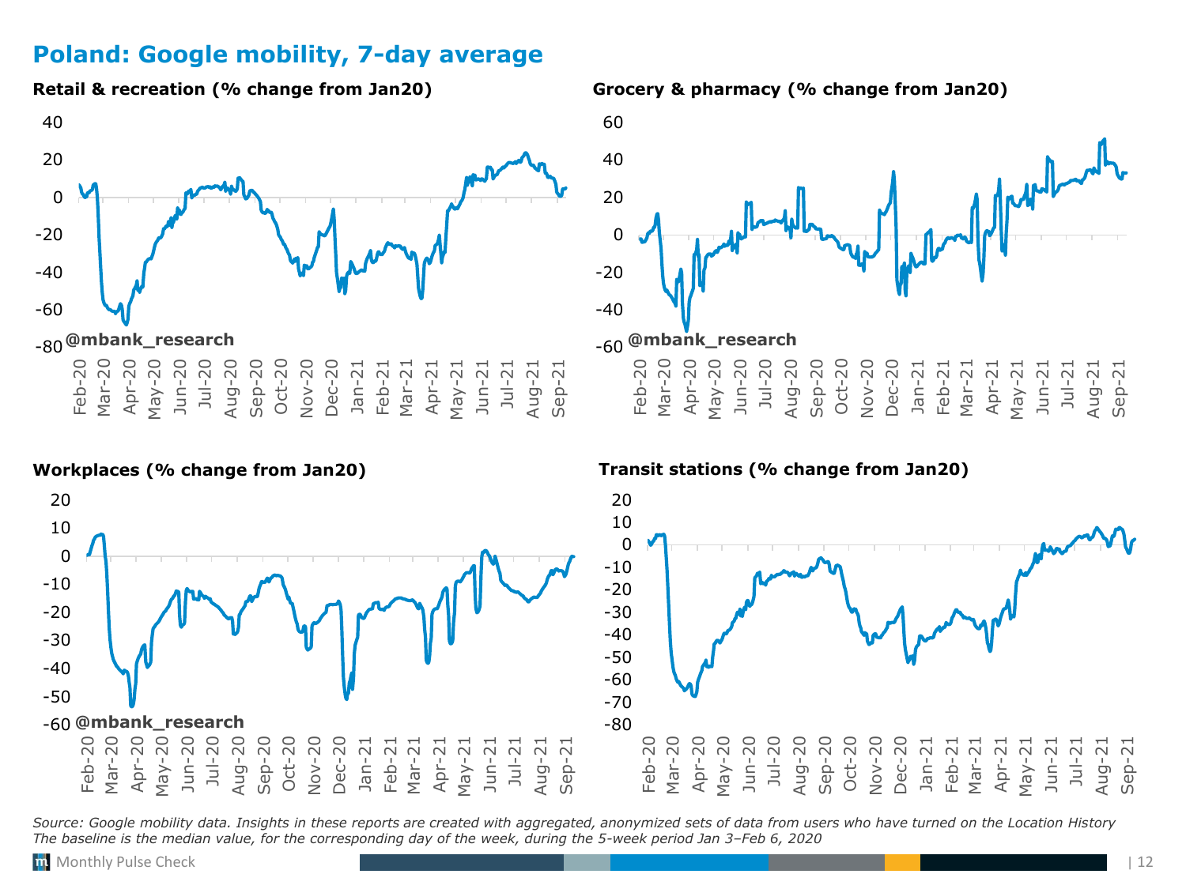# Poland: Google mobility, 7-day average

**Retail & recreation (% change from Jan20)**

**Grocery & pharmacy (% change from Jan20)**

**Workplaces (% change from Jan20)**

**Transit stations (% change from Jan20)**

*Source: Google mobility data. Insights in these reports are created with aggregated, anonymized sets of data from users who have turned on the Location History*
*The baseline is the median value, for the corresponding day of the week, during the 5-week period Jan 3–Feb 6, 2020*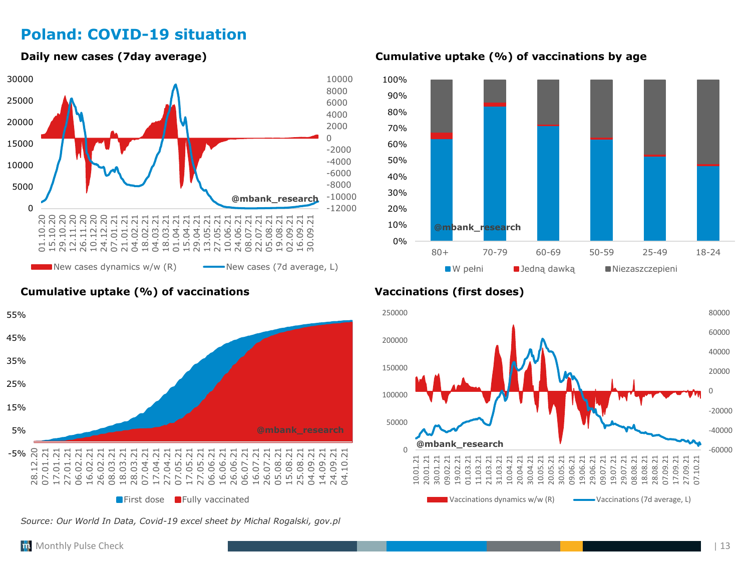# Poland: COVID-19 situation

### Daily new cases (7day average)

New cases dynamics w/w (R) — New cases (7d average, L)

@mbank_research

### Cumulative uptake (%) of vaccinations by age

W pełni — Jedną dawką — Niezaszczepieni

@mbank_research

### Cumulative uptake (%) of vaccinations

First dose — Fully vaccinated

@mbank_research

### Vaccinations (first doses)

Vaccinations dynamics w/w (R) — Vaccinations (7d average, L)

@mbank_research

*Source: Our World In Data, Covid-19 excel sheet by Michal Rogalski, gov.pl*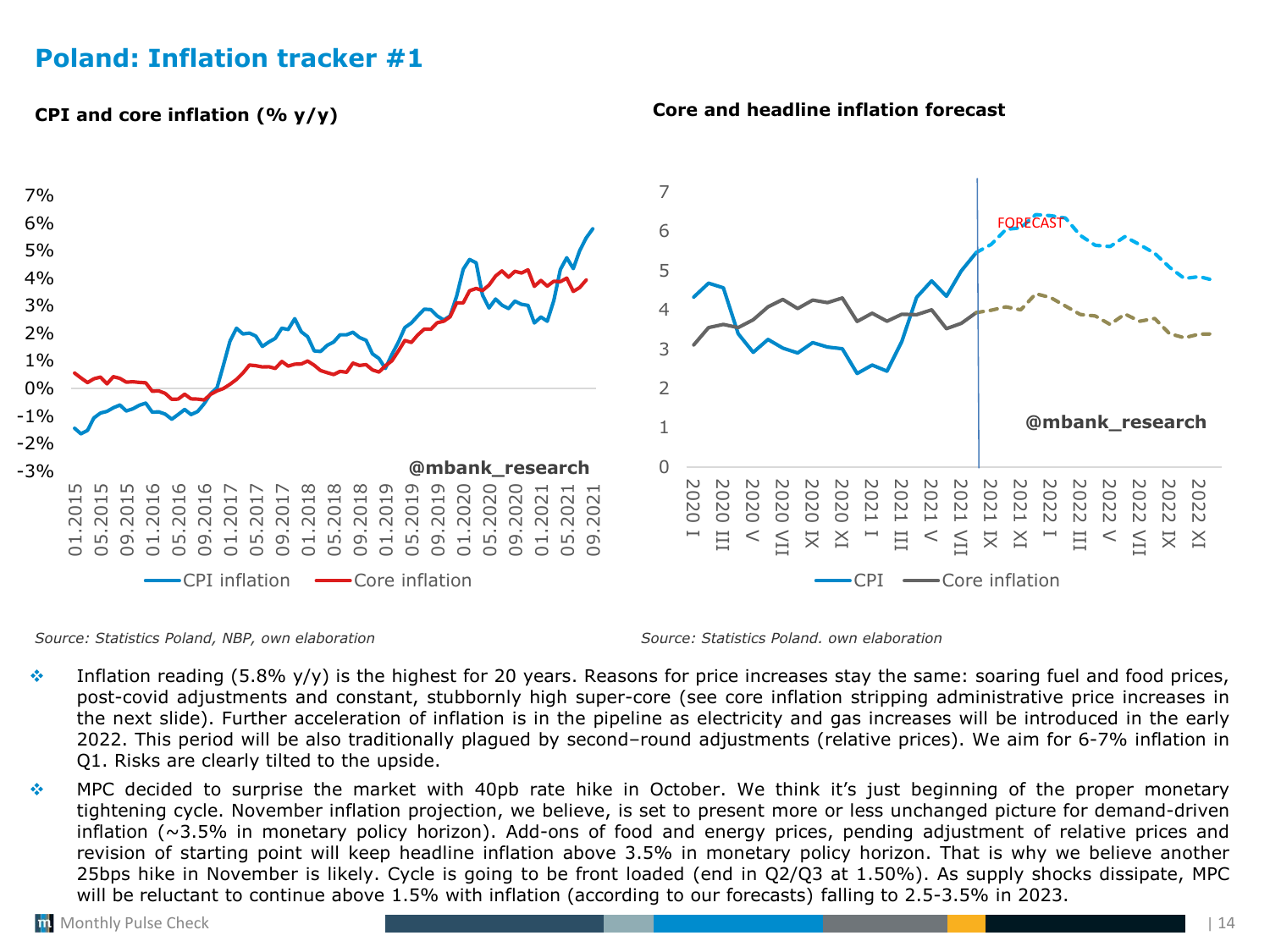# Poland: Inflation tracker #1

**CPI and core inflation (% y/y)**

*Source: Statistics Poland, NBP, own elaboration*

**Core and headline inflation forecast**

*Source: Statistics Poland. own elaboration*

- Inflation reading (5.8% y/y) is the highest for 20 years. Reasons for price increases stay the same: soaring fuel and food prices, post-covid adjustments and constant, stubbornly high super-core (see core inflation stripping administrative price increases in the next slide). Further acceleration of inflation is in the pipeline as electricity and gas increases will be introduced in the early 2022. This period will be also traditionally plagued by second–round adjustments (relative prices). We aim for 6-7% inflation in Q1. Risks are clearly tilted to the upside.
- MPC decided to surprise the market with 40pb rate hike in October. We think it's just beginning of the proper monetary tightening cycle. November inflation projection, we believe, is set to present more or less unchanged picture for demand-driven inflation (~3.5% in monetary policy horizon). Add-ons of food and energy prices, pending adjustment of relative prices and revision of starting point will keep headline inflation above 3.5% in monetary policy horizon. That is why we believe another 25bps hike in November is likely. Cycle is going to be front loaded (end in Q2/Q3 at 1.50%). As supply shocks dissipate, MPC will be reluctant to continue above 1.5% with inflation (according to our forecasts) falling to 2.5-3.5% in 2023.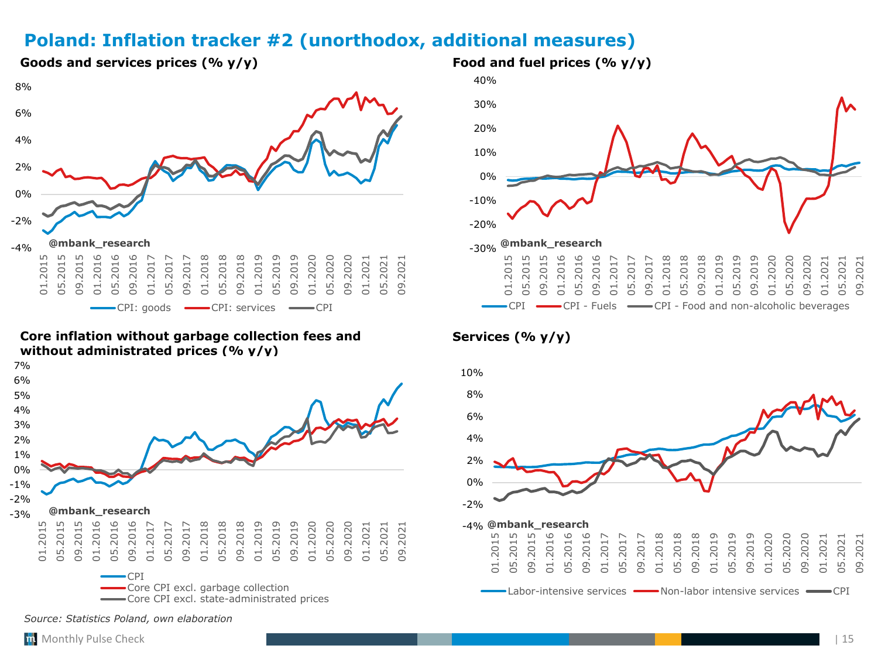# Poland: Inflation tracker #2 (unorthodox, additional measures)

**Goods and services prices (% y/y)**

@mbank_research

CPI: goods, CPI: services, CPI

**Food and fuel prices (% y/y)**

@mbank_research

CPI, CPI - Fuels, CPI - Food and non-alcoholic beverages

**Core inflation without garbage collection fees and without administrated prices (% y/y)**

@mbank_research

CPI
Core CPI excl. garbage collection
Core CPI excl. state-administrated prices

**Services (% y/y)**

@mbank_research

Labor-intensive services, Non-labor intensive services, CPI

*Source: Statistics Poland, own elaboration*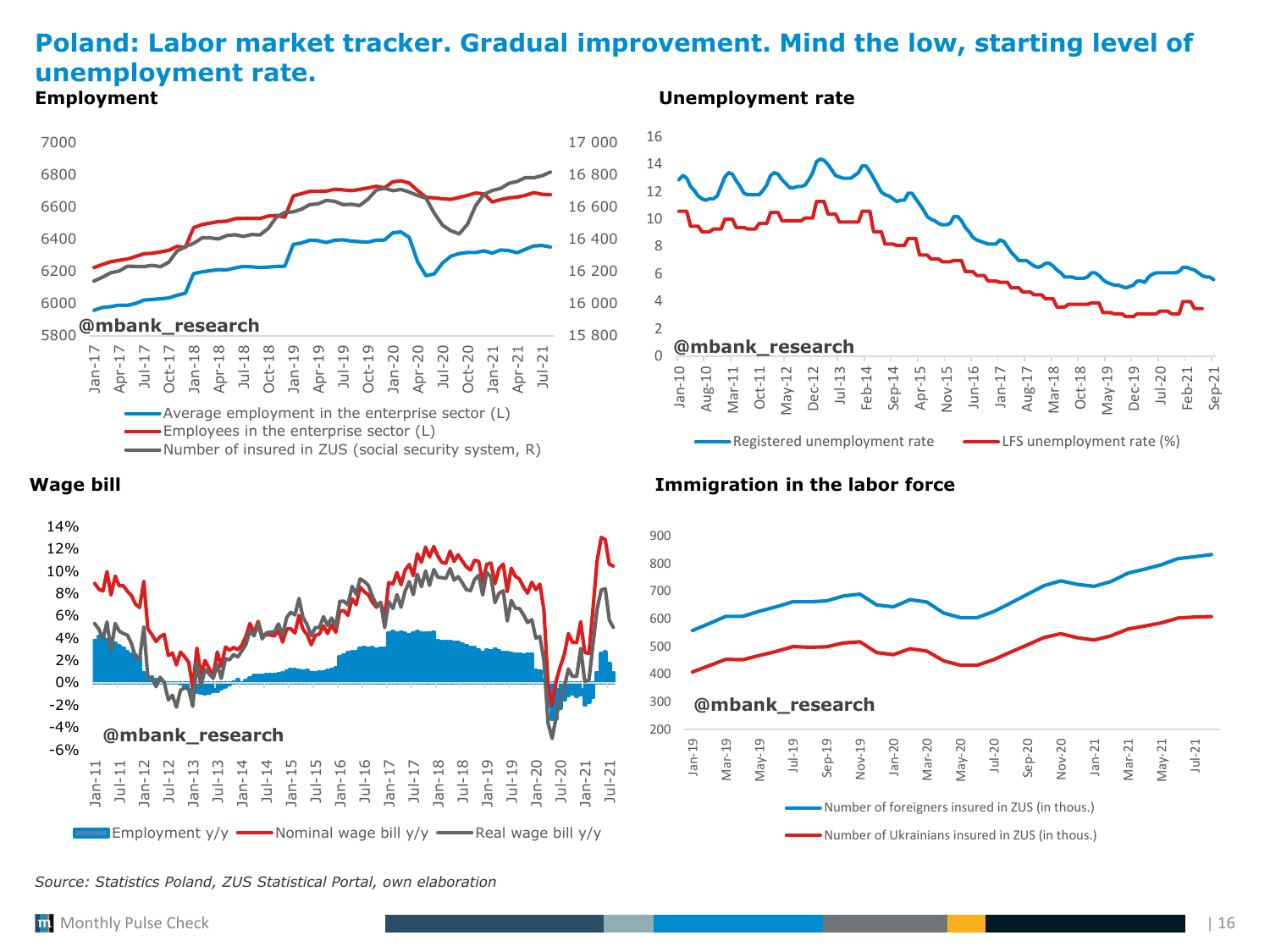# Poland: Labor market tracker. Gradual improvement. Mind the low, starting level of unemployment rate.

**Employment**

**Unemployment rate**

**Wage bill**

**Immigration in the labor force**

*Source: Statistics Poland, ZUS Statistical Portal, own elaboration*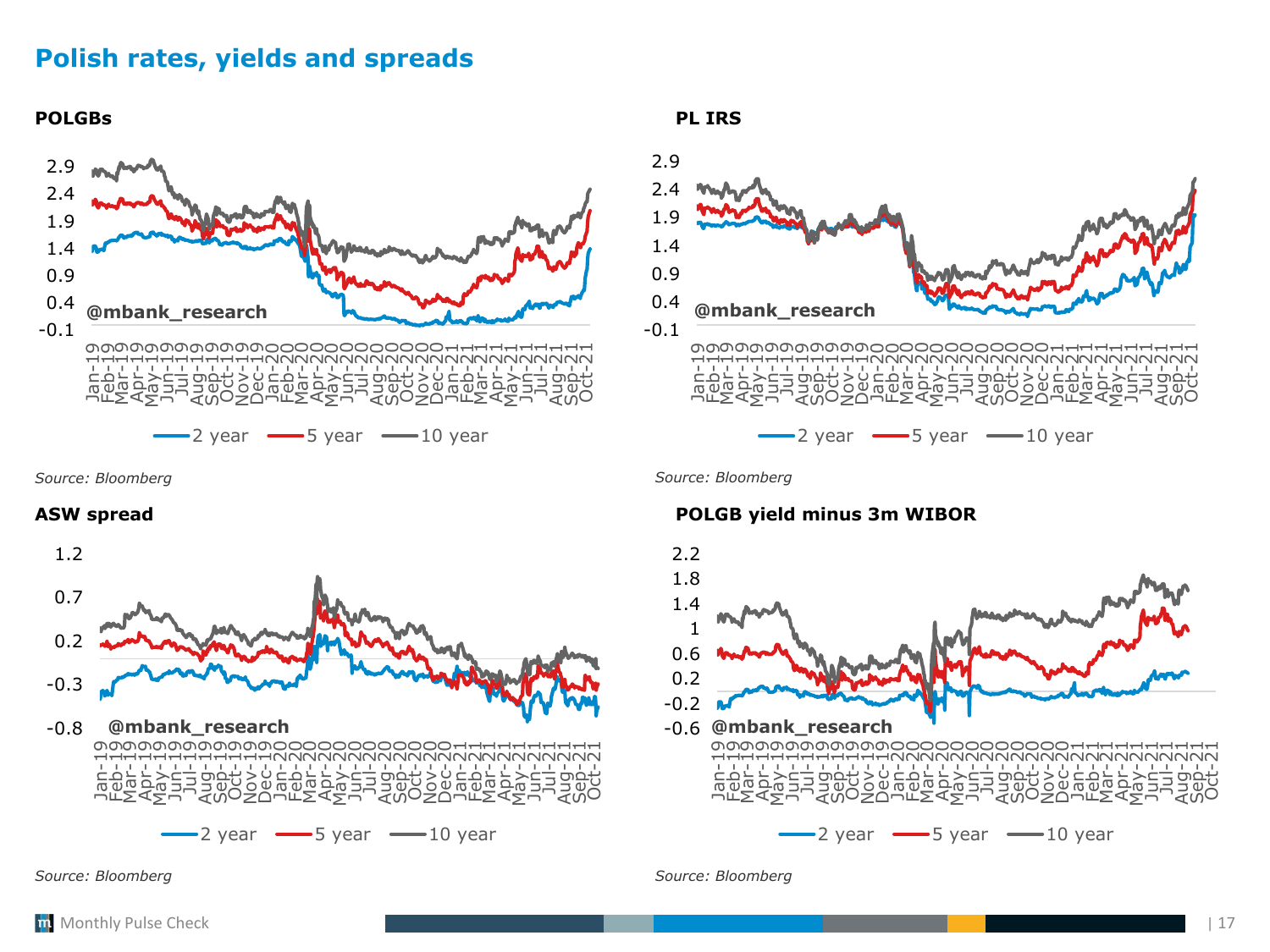# Polish rates, yields and spreads

**POLGBs**

2.9
2.4
1.9
1.4
0.9
0.4
-0.1

@mbank_research

Jan-19 Feb-19 Mar-19 Apr-19 May-19 Jun-19 Jul-19 Aug-19 Sep-19 Oct-19 Nov-19 Dec-19 Jan-20 Feb-20 Mar-20 Apr-20 May-20 Jun-20 Jul-20 Aug-20 Sep-20 Oct-20 Nov-20 Dec-20 Jan-21 Feb-21 Mar-21 Apr-21 May-21 Jun-21 Jul-21 Aug-21 Sep-21 Oct-21

2 year — 5 year — 10 year

*Source: Bloomberg*

**PL IRS**

2.9
2.4
1.9
1.4
0.9
0.4
-0.1

@mbank_research

Jan-19 Feb-19 Mar-19 Apr-19 May-19 Jun-19 Jul-19 Aug-19 Sep-19 Oct-19 Nov-19 Dec-19 Jan-20 Feb-20 Mar-20 Apr-20 May-20 Jun-20 Jul-20 Aug-20 Sep-20 Oct-20 Nov-20 Dec-20 Jan-21 Feb-21 Mar-21 Apr-21 May-21 Jun-21 Jul-21 Aug-21 Sep-21 Oct-21

2 year — 5 year — 10 year

*Source: Bloomberg*

**ASW spread**

1.2
0.7
0.2
-0.3
-0.8

@mbank_research

Jan-19 Feb-19 Mar-19 Apr-19 May-19 Jun-19 Jul-19 Aug-19 Sep-19 Oct-19 Nov-19 Dec-19 Jan-20 Feb-20 Mar-20 Apr-20 May-20 Jun-20 Jul-20 Aug-20 Sep-20 Oct-20 Nov-20 Dec-20 Jan-21 Feb-21 Mar-21 Apr-21 May-21 Jun-21 Jul-21 Aug-21 Sep-21 Oct-21

2 year — 5 year — 10 year

*Source: Bloomberg*

**POLGB yield minus 3m WIBOR**

2.2
1.8
1.4
1
0.6
0.2
-0.2
-0.6

@mbank_research

Jan-19 Feb-19 Mar-19 Apr-19 May-19 Jun-19 Jul-19 Aug-19 Sep-19 Oct-19 Nov-19 Dec-19 Jan-20 Feb-20 Mar-20 Apr-20 May-20 Jun-20 Jul-20 Aug-20 Sep-20 Oct-20 Nov-20 Dec-20 Jan-21 Feb-21 Mar-21 Apr-21 May-21 Jun-21 Jul-21 Aug-21 Sep-21 Oct-21

2 year — 5 year — 10 year

*Source: Bloomberg*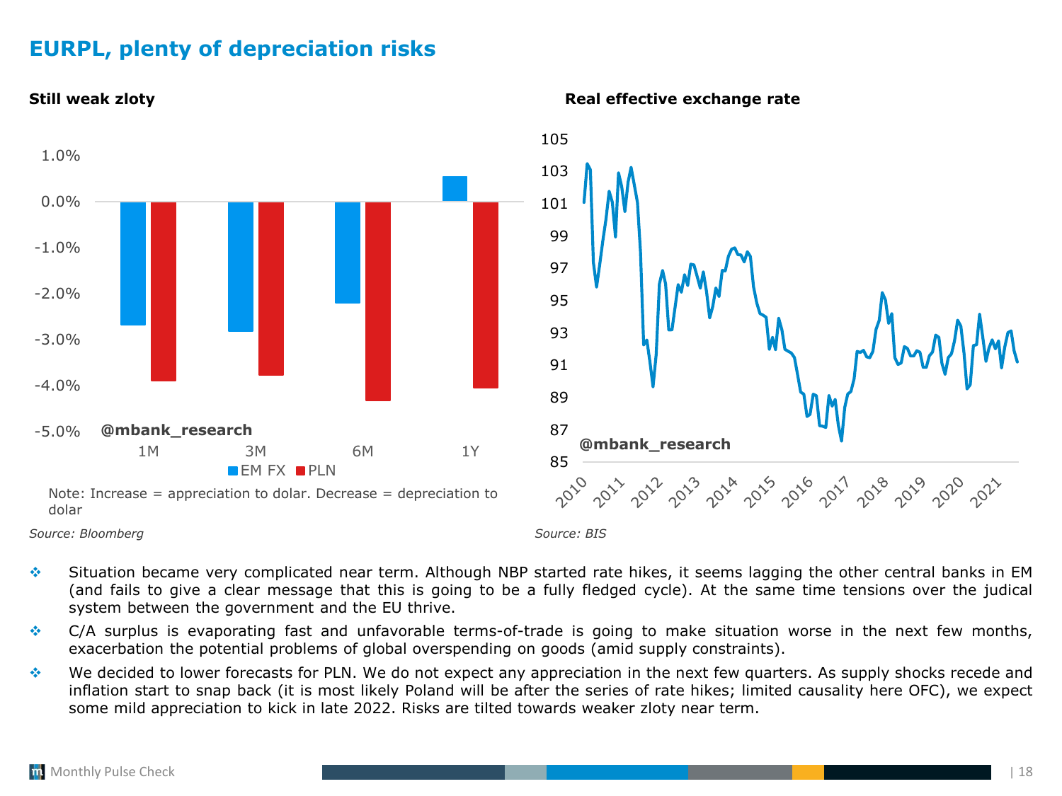# EURPL, plenty of depreciation risks

**Still weak zloty**

Note: Increase = appreciation to dolar. Decrease = depreciation to dolar

*Source: Bloomberg*

**Real effective exchange rate**

*Source: BIS*

- Situation became very complicated near term. Although NBP started rate hikes, it seems lagging the other central banks in EM (and fails to give a clear message that this is going to be a fully fledged cycle). At the same time tensions over the judical system between the government and the EU thrive.
- C/A surplus is evaporating fast and unfavorable terms-of-trade is going to make situation worse in the next few months, exacerbation the potential problems of global overspending on goods (amid supply constraints).
- We decided to lower forecasts for PLN. We do not expect any appreciation in the next few quarters. As supply shocks recede and inflation start to snap back (it is most likely Poland will be after the series of rate hikes; limited causality here OFC), we expect some mild appreciation to kick in late 2022. Risks are tilted towards weaker zloty near term.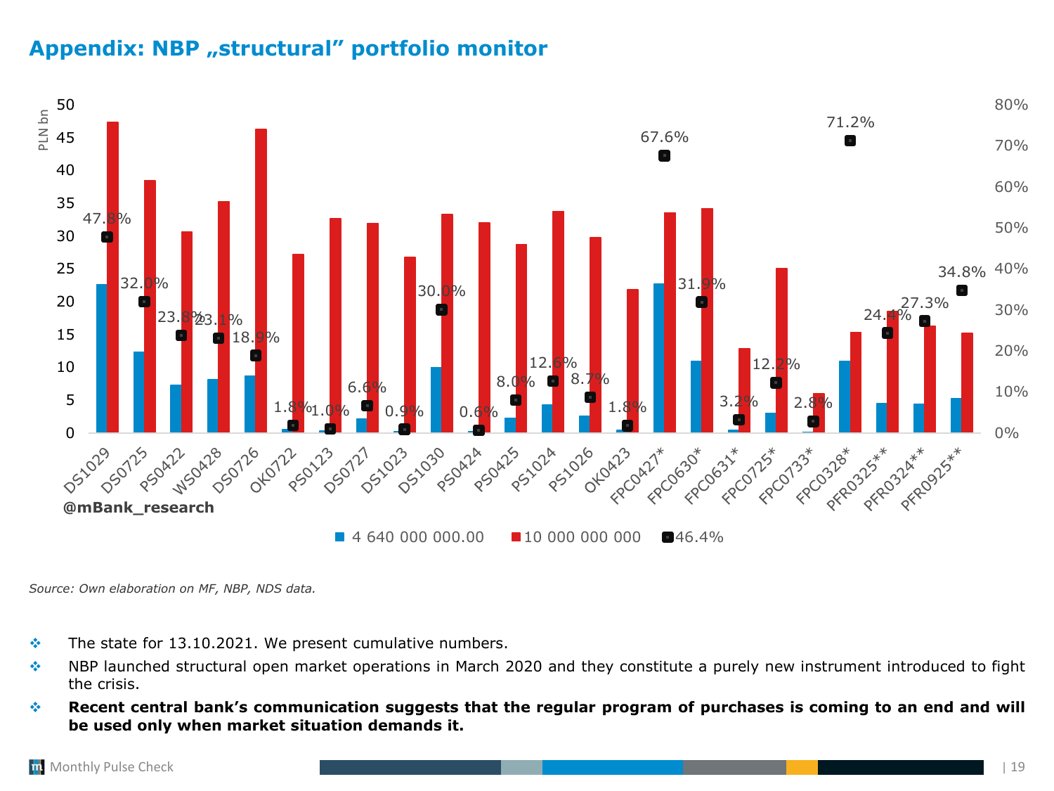# Appendix: NBP „structural" portfolio monitor

PLN bn

| Bond | Share |
|---|---|
| DS1029 | 47.8% |
| DS0725 | 32.0% |
| PS0422 | 23.8% |
| WS0428 | 23.1% |
| DS0726 | 18.9% |
| OK0722 | 1.8% |
| PS0123 | 1.0% |
| DS0727 | 6.6% |
| DS1023 | 0.9% |
| DS1030 | 30.0% |
| PS0424 | 0.6% |
| PS0425 | 8.0% |
| PS1024 | 12.6% |
| PS1026 | 8.7% |
| OK0423 | 1.8% |
| FPC0427* | 67.6% |
| FPC0630* | 31.9% |
| FPC0631* | 3.2% |
| FPC0725* | 12.2% |
| FPC0733* | 2.8% |
| FPC0328* | 71.2% |
| PFR0325** | 24.4% |
| PFR0324** | 27.3% |
| PFR0925** | 34.8% |

@mBank_research

Legend: 4 640 000 000.00 | 10 000 000 000 | 46.4%

*Source: Own elaboration on MF, NBP, NDS data.*

- The state for 13.10.2021. We present cumulative numbers.
- NBP launched structural open market operations in March 2020 and they constitute a purely new instrument introduced to fight the crisis.
- **Recent central bank's communication suggests that the regular program of purchases is coming to an end and will be used only when market situation demands it.**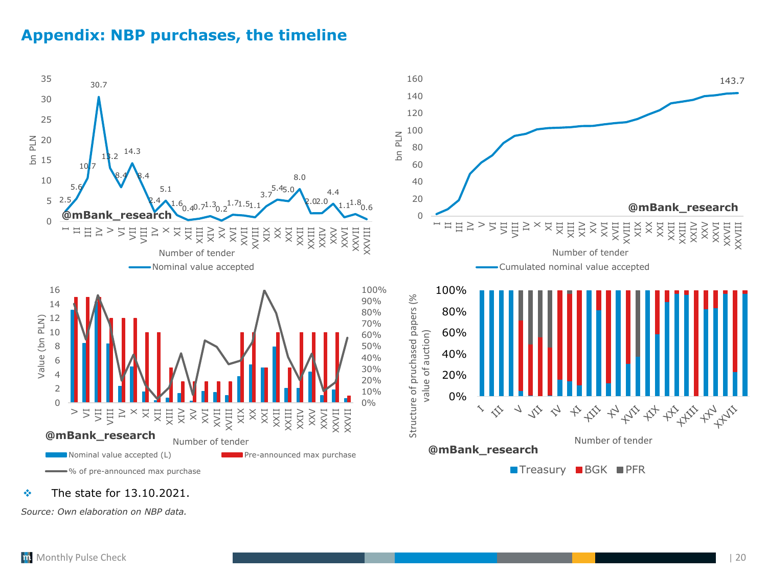# Appendix: NBP purchases, the timeline

- The state for 13.10.2021.

*Source: Own elaboration on NBP data.*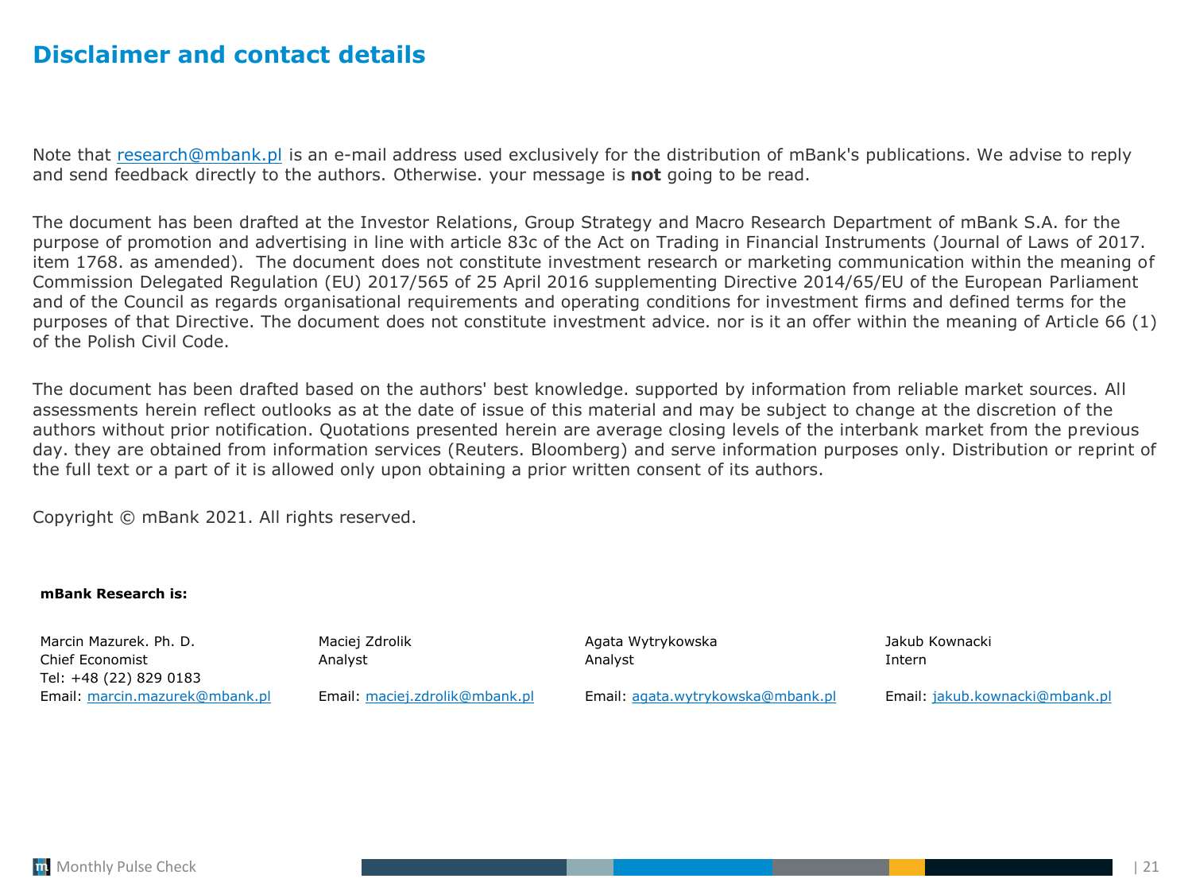# Disclaimer and contact details

Note that research@mbank.pl is an e-mail address used exclusively for the distribution of mBank's publications. We advise to reply and send feedback directly to the authors. Otherwise. your message is **not** going to be read.

The document has been drafted at the Investor Relations, Group Strategy and Macro Research Department of mBank S.A. for the purpose of promotion and advertising in line with article 83c of the Act on Trading in Financial Instruments (Journal of Laws of 2017. item 1768. as amended). The document does not constitute investment research or marketing communication within the meaning of Commission Delegated Regulation (EU) 2017/565 of 25 April 2016 supplementing Directive 2014/65/EU of the European Parliament and of the Council as regards organisational requirements and operating conditions for investment firms and defined terms for the purposes of that Directive. The document does not constitute investment advice. nor is it an offer within the meaning of Article 66 (1) of the Polish Civil Code.

The document has been drafted based on the authors' best knowledge. supported by information from reliable market sources. All assessments herein reflect outlooks as at the date of issue of this material and may be subject to change at the discretion of the authors without prior notification. Quotations presented herein are average closing levels of the interbank market from the previous day. they are obtained from information services (Reuters. Bloomberg) and serve information purposes only. Distribution or reprint of the full text or a part of it is allowed only upon obtaining a prior written consent of its authors.

Copyright © mBank 2021. All rights reserved.

**mBank Research is:**

Marcin Mazurek. Ph. D.
Chief Economist
Tel: +48 (22) 829 0183
Email: marcin.mazurek@mbank.pl

Maciej Zdrolik
Analyst
Email: maciej.zdrolik@mbank.pl

Agata Wytrykowska
Analyst
Email: agata.wytrykowska@mbank.pl

Jakub Kownacki
Intern
Email: jakub.kownacki@mbank.pl